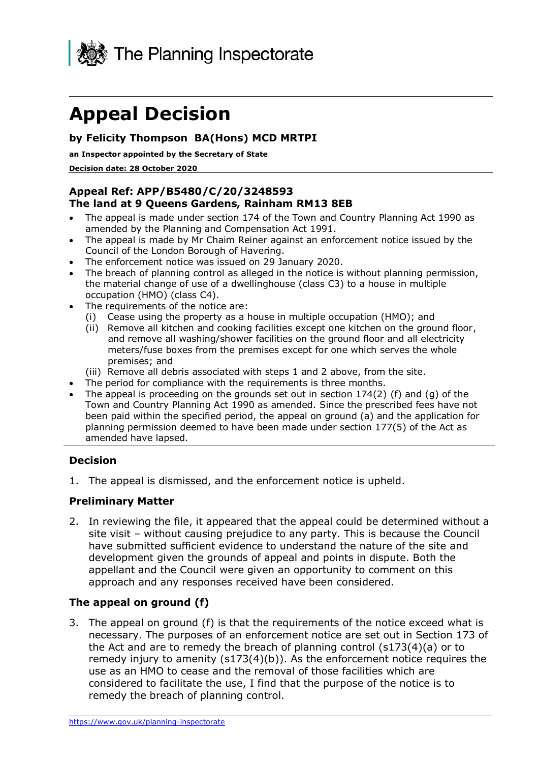The Planning Inspectorate

# Appeal Decision

**by Felicity Thompson BA(Hons) MCD MRTPI**

**an Inspector appointed by the Secretary of State**

**Decision date: 28 October 2020**

---

**Appeal Ref: APP/B5480/C/20/3248593**
**The land at 9 Queens Gardens, Rainham RM13 8EB**

- The appeal is made under section 174 of the Town and Country Planning Act 1990 as amended by the Planning and Compensation Act 1991.
- The appeal is made by Mr Chaim Reiner against an enforcement notice issued by the Council of the London Borough of Havering.
- The enforcement notice was issued on 29 January 2020.
- The breach of planning control as alleged in the notice is without planning permission, the material change of use of a dwellinghouse (class C3) to a house in multiple occupation (HMO) (class C4).
- The requirements of the notice are:
  - (i) Cease using the property as a house in multiple occupation (HMO); and
  - (ii) Remove all kitchen and cooking facilities except one kitchen on the ground floor, and remove all washing/shower facilities on the ground floor and all electricity meters/fuse boxes from the premises except for one which serves the whole premises; and
  - (iii) Remove all debris associated with steps 1 and 2 above, from the site.
- The period for compliance with the requirements is three months.
- The appeal is proceeding on the grounds set out in section 174(2) (f) and (g) of the Town and Country Planning Act 1990 as amended. Since the prescribed fees have not been paid within the specified period, the appeal on ground (a) and the application for planning permission deemed to have been made under section 177(5) of the Act as amended have lapsed.

---

### Decision

1. The appeal is dismissed, and the enforcement notice is upheld.

### Preliminary Matter

2. In reviewing the file, it appeared that the appeal could be determined without a site visit – without causing prejudice to any party. This is because the Council have submitted sufficient evidence to understand the nature of the site and development given the grounds of appeal and points in dispute. Both the appellant and the Council were given an opportunity to comment on this approach and any responses received have been considered.

### The appeal on ground (f)

3. The appeal on ground (f) is that the requirements of the notice exceed what is necessary. The purposes of an enforcement notice are set out in Section 173 of the Act and are to remedy the breach of planning control (s173(4)(a) or to remedy injury to amenity (s173(4)(b)). As the enforcement notice requires the use as an HMO to cease and the removal of those facilities which are considered to facilitate the use, I find that the purpose of the notice is to remedy the breach of planning control.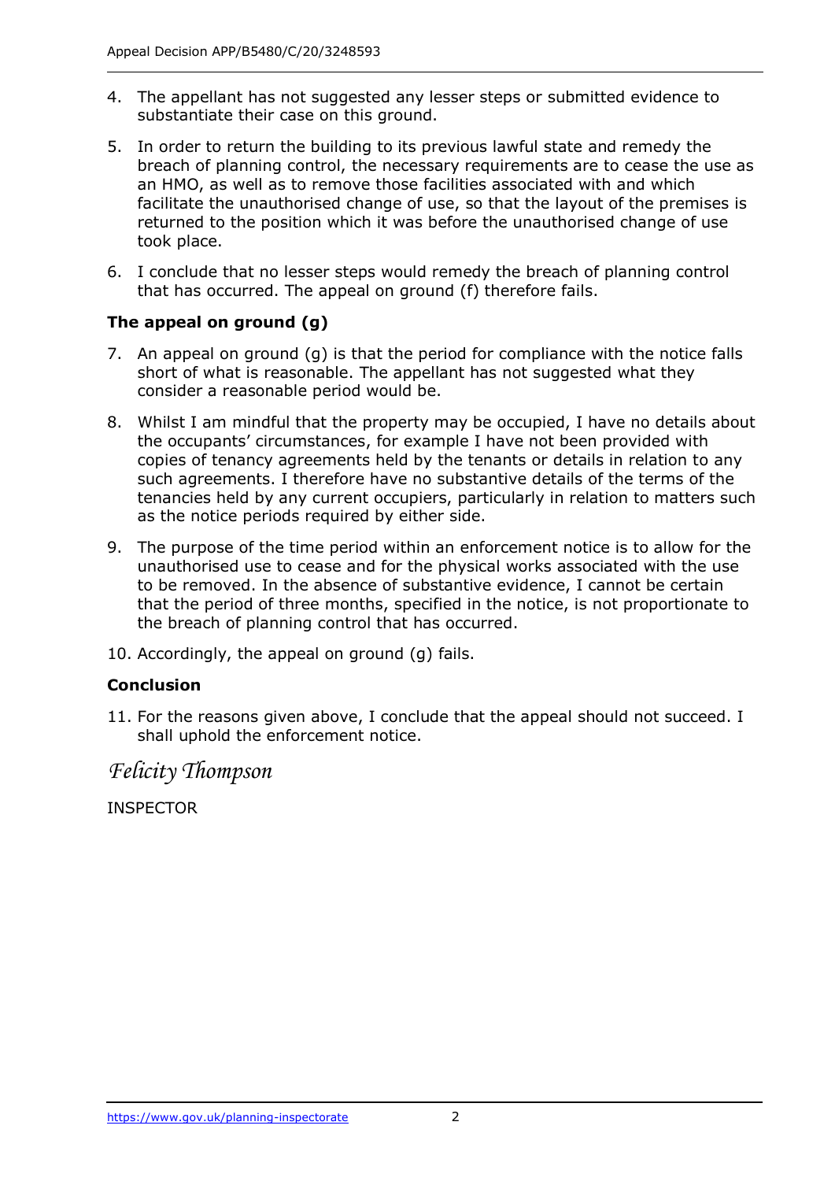4. The appellant has not suggested any lesser steps or submitted evidence to substantiate their case on this ground.

5. In order to return the building to its previous lawful state and remedy the breach of planning control, the necessary requirements are to cease the use as an HMO, as well as to remove those facilities associated with and which facilitate the unauthorised change of use, so that the layout of the premises is returned to the position which it was before the unauthorised change of use took place.

6. I conclude that no lesser steps would remedy the breach of planning control that has occurred. The appeal on ground (f) therefore fails.

### The appeal on ground (g)

7. An appeal on ground (g) is that the period for compliance with the notice falls short of what is reasonable. The appellant has not suggested what they consider a reasonable period would be.

8. Whilst I am mindful that the property may be occupied, I have no details about the occupants' circumstances, for example I have not been provided with copies of tenancy agreements held by the tenants or details in relation to any such agreements. I therefore have no substantive details of the terms of the tenancies held by any current occupiers, particularly in relation to matters such as the notice periods required by either side.

9. The purpose of the time period within an enforcement notice is to allow for the unauthorised use to cease and for the physical works associated with the use to be removed. In the absence of substantive evidence, I cannot be certain that the period of three months, specified in the notice, is not proportionate to the breach of planning control that has occurred.

10. Accordingly, the appeal on ground (g) fails.

### Conclusion

11. For the reasons given above, I conclude that the appeal should not succeed. I shall uphold the enforcement notice.

*Felicity Thompson*

INSPECTOR